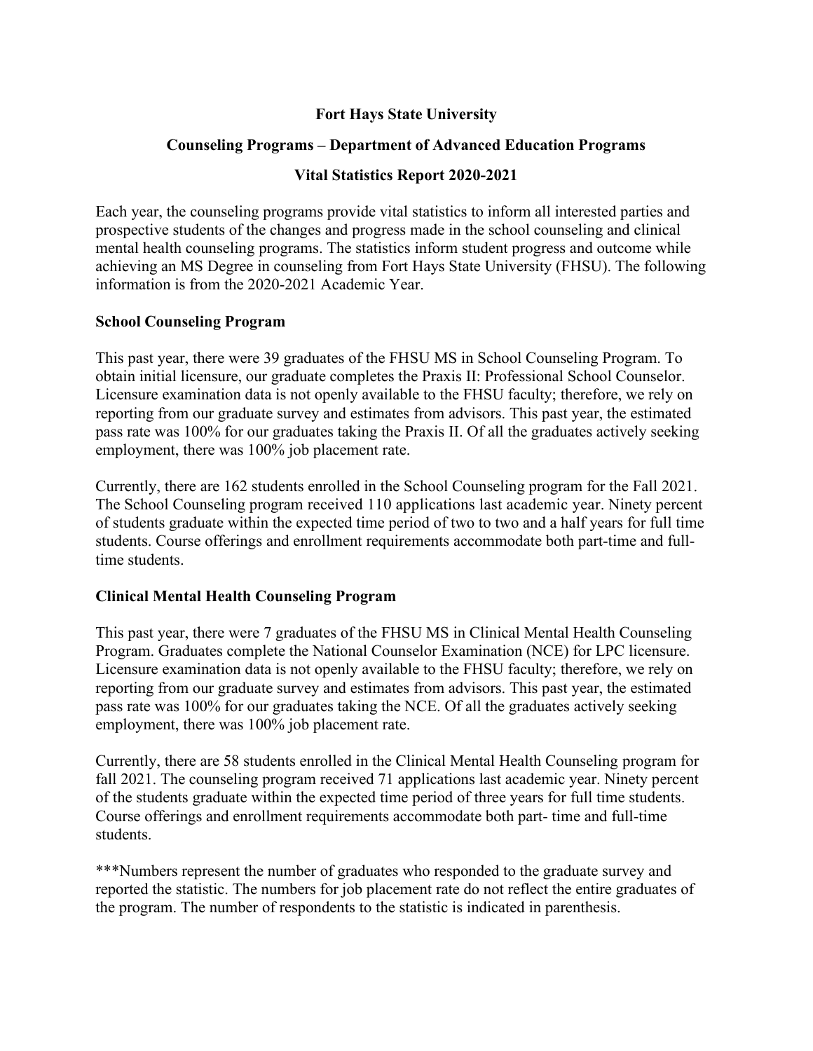**Fort Hays State University**

**Counseling Programs – Department of Advanced Education Programs**

**Vital Statistics Report 2020-2021**

Each year, the counseling programs provide vital statistics to inform all interested parties and prospective students of the changes and progress made in the school counseling and clinical mental health counseling programs. The statistics inform student progress and outcome while achieving an MS Degree in counseling from Fort Hays State University (FHSU). The following information is from the 2020-2021 Academic Year.

**School Counseling Program**

This past year, there were 39 graduates of the FHSU MS in School Counseling Program. To obtain initial licensure, our graduate completes the Praxis II: Professional School Counselor. Licensure examination data is not openly available to the FHSU faculty; therefore, we rely on reporting from our graduate survey and estimates from advisors. This past year, the estimated pass rate was 100% for our graduates taking the Praxis II. Of all the graduates actively seeking employment, there was 100% job placement rate.

Currently, there are 162 students enrolled in the School Counseling program for the Fall 2021. The School Counseling program received 110 applications last academic year. Ninety percent of students graduate within the expected time period of two to two and a half years for full time students. Course offerings and enrollment requirements accommodate both part-time and full-time students.

**Clinical Mental Health Counseling Program**

This past year, there were 7 graduates of the FHSU MS in Clinical Mental Health Counseling Program. Graduates complete the National Counselor Examination (NCE) for LPC licensure. Licensure examination data is not openly available to the FHSU faculty; therefore, we rely on reporting from our graduate survey and estimates from advisors. This past year, the estimated pass rate was 100% for our graduates taking the NCE. Of all the graduates actively seeking employment, there was 100% job placement rate.

Currently, there are 58 students enrolled in the Clinical Mental Health Counseling program for fall 2021. The counseling program received 71 applications last academic year. Ninety percent of the students graduate within the expected time period of three years for full time students. Course offerings and enrollment requirements accommodate both part- time and full-time students.

***Numbers represent the number of graduates who responded to the graduate survey and reported the statistic. The numbers for job placement rate do not reflect the entire graduates of the program. The number of respondents to the statistic is indicated in parenthesis.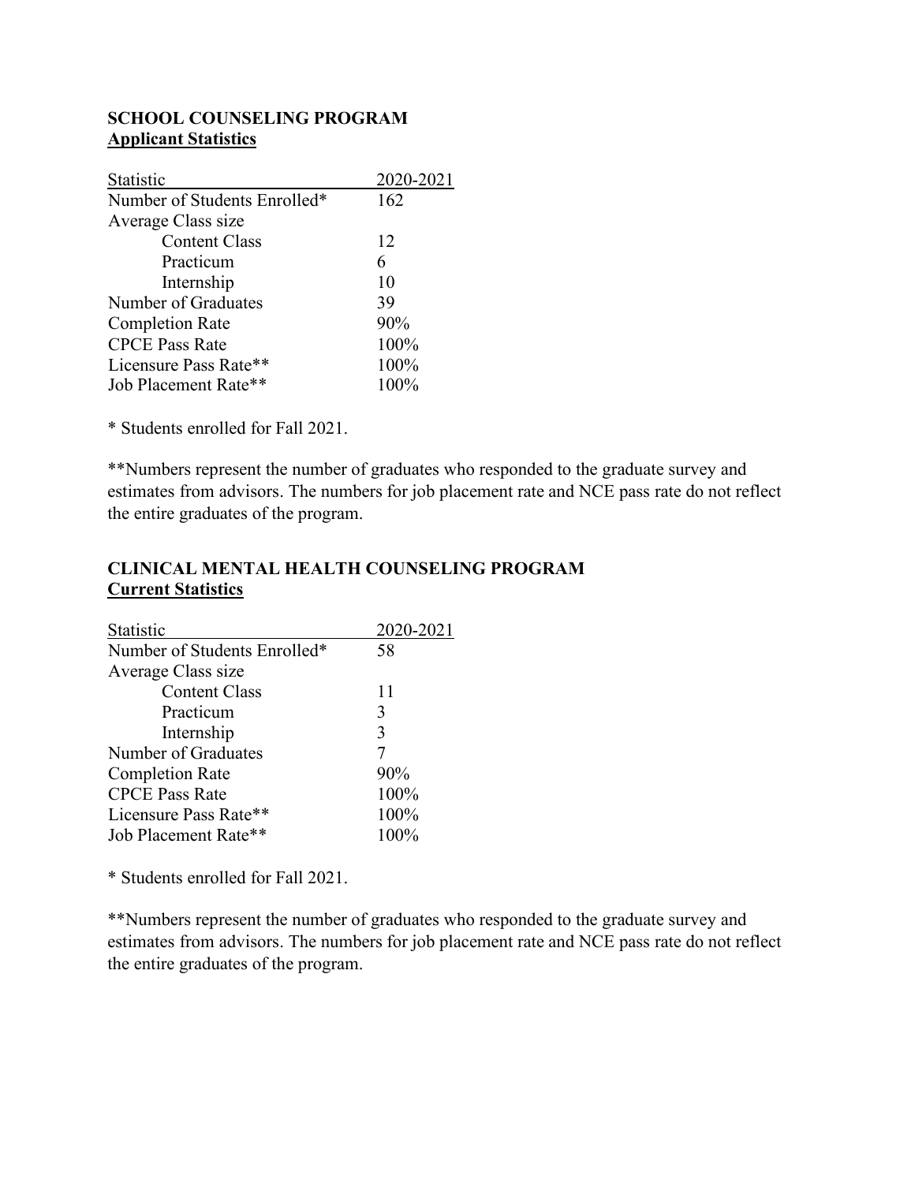**SCHOOL COUNSELING PROGRAM**
**Applicant Statistics**

| Statistic | 2020-2021 |
|---|---|
| Number of Students Enrolled* | 162 |
| Average Class size | |
| Content Class | 12 |
| Practicum | 6 |
| Internship | 10 |
| Number of Graduates | 39 |
| Completion Rate | 90% |
| CPCE Pass Rate | 100% |
| Licensure Pass Rate** | 100% |
| Job Placement Rate** | 100% |

* Students enrolled for Fall 2021.

**Numbers represent the number of graduates who responded to the graduate survey and estimates from advisors. The numbers for job placement rate and NCE pass rate do not reflect the entire graduates of the program.

**CLINICAL MENTAL HEALTH COUNSELING PROGRAM**
**Current Statistics**

| Statistic | 2020-2021 |
|---|---|
| Number of Students Enrolled* | 58 |
| Average Class size | |
| Content Class | 11 |
| Practicum | 3 |
| Internship | 3 |
| Number of Graduates | 7 |
| Completion Rate | 90% |
| CPCE Pass Rate | 100% |
| Licensure Pass Rate** | 100% |
| Job Placement Rate** | 100% |

* Students enrolled for Fall 2021.

**Numbers represent the number of graduates who responded to the graduate survey and estimates from advisors. The numbers for job placement rate and NCE pass rate do not reflect the entire graduates of the program.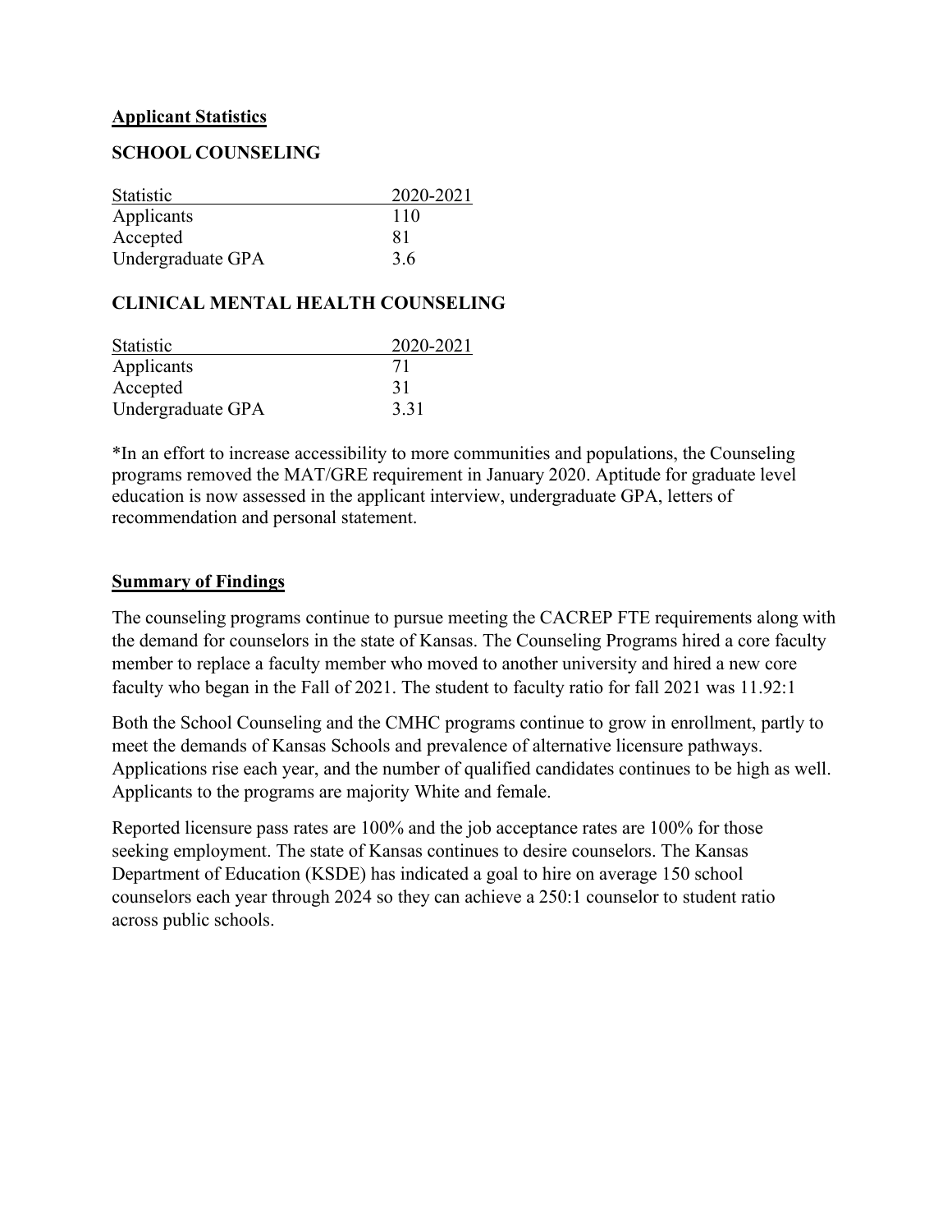## Applicant Statistics

### SCHOOL COUNSELING

| Statistic | 2020-2021 |
|---|---|
| Applicants | 110 |
| Accepted | 81 |
| Undergraduate GPA | 3.6 |

### CLINICAL MENTAL HEALTH COUNSELING

| Statistic | 2020-2021 |
|---|---|
| Applicants | 71 |
| Accepted | 31 |
| Undergraduate GPA | 3.31 |

*In an effort to increase accessibility to more communities and populations, the Counseling programs removed the MAT/GRE requirement in January 2020. Aptitude for graduate level education is now assessed in the applicant interview, undergraduate GPA, letters of recommendation and personal statement.

## Summary of Findings

The counseling programs continue to pursue meeting the CACREP FTE requirements along with the demand for counselors in the state of Kansas. The Counseling Programs hired a core faculty member to replace a faculty member who moved to another university and hired a new core faculty who began in the Fall of 2021. The student to faculty ratio for fall 2021 was 11.92:1

Both the School Counseling and the CMHC programs continue to grow in enrollment, partly to meet the demands of Kansas Schools and prevalence of alternative licensure pathways. Applications rise each year, and the number of qualified candidates continues to be high as well. Applicants to the programs are majority White and female.

Reported licensure pass rates are 100% and the job acceptance rates are 100% for those seeking employment. The state of Kansas continues to desire counselors. The Kansas Department of Education (KSDE) has indicated a goal to hire on average 150 school counselors each year through 2024 so they can achieve a 250:1 counselor to student ratio across public schools.